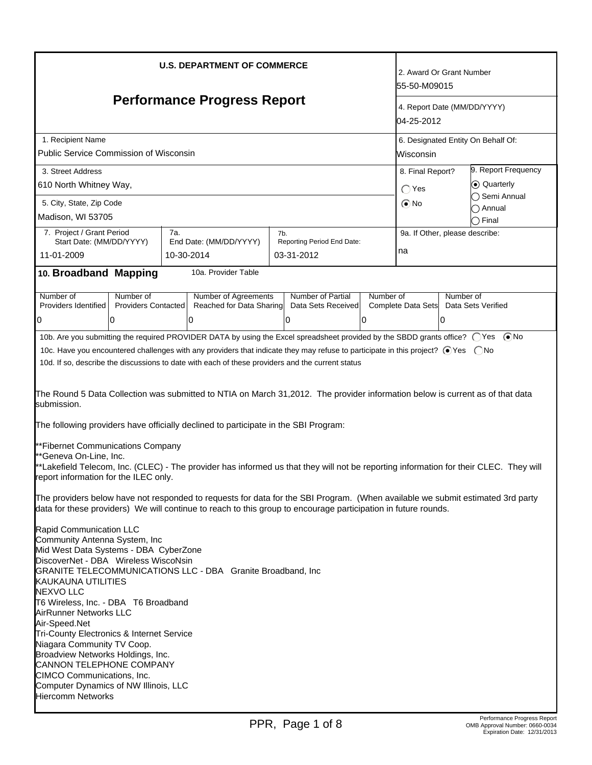**U.S. DEPARTMENT OF COMMERCE**

# Performance Progress Report

| Field | Value |
|---|---|
| 2. Award Or Grant Number | 55-50-M09015 |
| 4. Report Date (MM/DD/YYYY) | 04-25-2012 |
| 1. Recipient Name | Public Service Commission of Wisconsin |
| 6. Designated Entity On Behalf Of: | Wisconsin |
| 3. Street Address | 610 North Whitney Way, |
| 5. City, State, Zip Code | Madison, WI 53705 |
| 8. Final Report? | ( ) Yes (•) No |
| 9. Report Frequency | (•) Quarterly ( ) Semi Annual ( ) Annual ( ) Final |
| 7. Project / Grant Period Start Date: (MM/DD/YYYY) | 11-01-2009 |
| 7a. End Date: (MM/DD/YYYY) | 10-30-2014 |
| 7b. Reporting Period End Date: | 03-31-2012 |
| 9a. If Other, please describe: | na |

## 10. Broadband Mapping

10a. Provider Table

| Number of Providers Identified | Number of Providers Contacted | Number of Agreements Reached for Data Sharing | Number of Partial Data Sets Received | Number of Complete Data Sets | Number of Data Sets Verified |
|---|---|---|---|---|---|
| 0 | 0 | 0 | 0 | 0 | 0 |

10b. Are you submitting the required PROVIDER DATA by using the Excel spreadsheet provided by the SBDD grants office? ( ) Yes (•) No

10c. Have you encountered challenges with any providers that indicate they may refuse to participate in this project? (•) Yes ( ) No

10d. If so, describe the discussions to date with each of these providers and the current status

The Round 5 Data Collection was submitted to NTIA on March 31,2012. The provider information below is current as of that data submission.

The following providers have officially declined to participate in the SBI Program:

**Fibernet Communications Company
**Geneva On-Line, Inc.
**Lakefield Telecom, Inc. (CLEC) - The provider has informed us that they will not be reporting information for their CLEC. They will report information for the ILEC only.

The providers below have not responded to requests for data for the SBI Program. (When available we submit estimated 3rd party data for these providers) We will continue to reach to this group to encourage participation in future rounds.

Rapid Communication LLC
Community Antenna System, Inc
Mid West Data Systems - DBA CyberZone
DiscoverNet - DBA Wireless WiscoNsin
GRANITE TELECOMMUNICATIONS LLC - DBA Granite Broadband, Inc
KAUKAUNA UTILITIES
NEXVO LLC
T6 Wireless, Inc. - DBA T6 Broadband
AirRunner Networks LLC
Air-Speed.Net
Tri-County Electronics & Internet Service
Niagara Community TV Coop.
Broadview Networks Holdings, Inc.
CANNON TELEPHONE COMPANY
CIMCO Communications, Inc.
Computer Dynamics of NW Illinois, LLC
Hiercomm Networks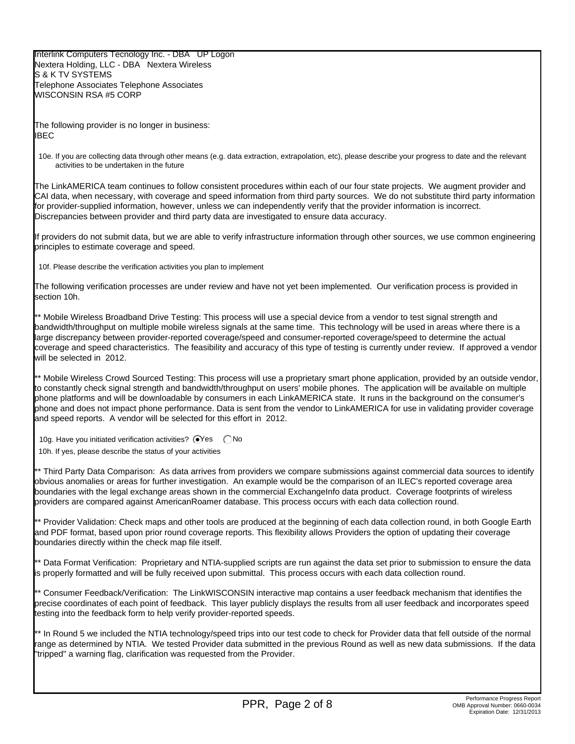Interlink Computers Tecnology Inc. - DBA UP Logon
Nextera Holding, LLC - DBA Nextera Wireless
S & K TV SYSTEMS
Telephone Associates Telephone Associates
WISCONSIN RSA #5 CORP

The following provider is no longer in business:
IBEC

10e. If you are collecting data through other means (e.g. data extraction, extrapolation, etc), please describe your progress to date and the relevant activities to be undertaken in the future

The LinkAMERICA team continues to follow consistent procedures within each of our four state projects. We augment provider and CAI data, when necessary, with coverage and speed information from third party sources. We do not substitute third party information for provider-supplied information, however, unless we can independently verify that the provider information is incorrect. Discrepancies between provider and third party data are investigated to ensure data accuracy.

If providers do not submit data, but we are able to verify infrastructure information through other sources, we use common engineering principles to estimate coverage and speed.

10f. Please describe the verification activities you plan to implement

The following verification processes are under review and have not yet been implemented. Our verification process is provided in section 10h.

** Mobile Wireless Broadband Drive Testing: This process will use a special device from a vendor to test signal strength and bandwidth/throughput on multiple mobile wireless signals at the same time. This technology will be used in areas where there is a large discrepancy between provider-reported coverage/speed and consumer-reported coverage/speed to determine the actual coverage and speed characteristics. The feasibility and accuracy of this type of testing is currently under review. If approved a vendor will be selected in 2012.

** Mobile Wireless Crowd Sourced Testing: This process will use a proprietary smart phone application, provided by an outside vendor, to constantly check signal strength and bandwidth/throughput on users' mobile phones. The application will be available on multiple phone platforms and will be downloadable by consumers in each LinkAMERICA state. It runs in the background on the consumer's phone and does not impact phone performance. Data is sent from the vendor to LinkAMERICA for use in validating provider coverage and speed reports. A vendor will be selected for this effort in 2012.

10g. Have you initiated verification activities? (●) Yes ( ) No

10h. If yes, please describe the status of your activities

** Third Party Data Comparison: As data arrives from providers we compare submissions against commercial data sources to identify obvious anomalies or areas for further investigation. An example would be the comparison of an ILEC's reported coverage area boundaries with the legal exchange areas shown in the commercial ExchangeInfo data product. Coverage footprints of wireless providers are compared against AmericanRoamer database. This process occurs with each data collection round.

** Provider Validation: Check maps and other tools are produced at the beginning of each data collection round, in both Google Earth and PDF format, based upon prior round coverage reports. This flexibility allows Providers the option of updating their coverage boundaries directly within the check map file itself.

** Data Format Verification: Proprietary and NTIA-supplied scripts are run against the data set prior to submission to ensure the data is properly formatted and will be fully received upon submittal. This process occurs with each data collection round.

** Consumer Feedback/Verification: The LinkWISCONSIN interactive map contains a user feedback mechanism that identifies the precise coordinates of each point of feedback. This layer publicly displays the results from all user feedback and incorporates speed testing into the feedback form to help verify provider-reported speeds.

** In Round 5 we included the NTIA technology/speed trips into our test code to check for Provider data that fell outside of the normal range as determined by NTIA. We tested Provider data submitted in the previous Round as well as new data submissions. If the data "tripped" a warning flag, clarification was requested from the Provider.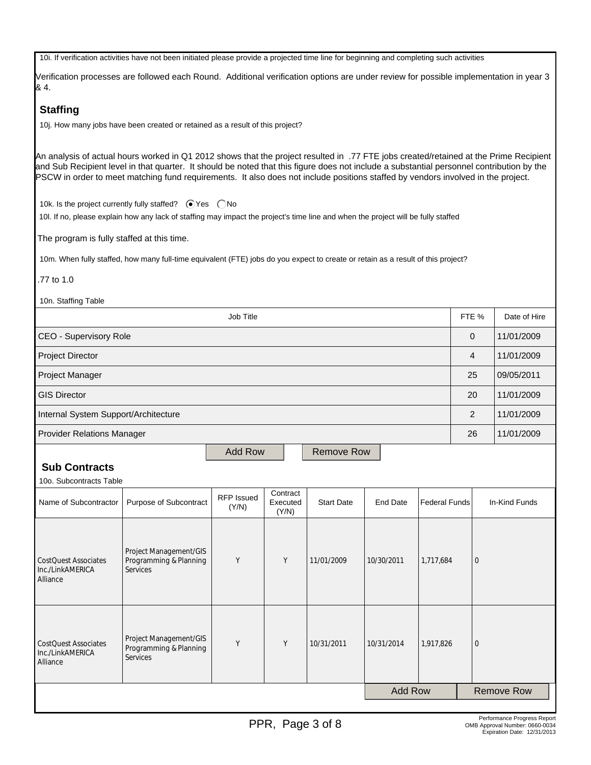10i. If verification activities have not been initiated please provide a projected time line for beginning and completing such activities

Verification processes are followed each Round. Additional verification options are under review for possible implementation in year 3 & 4.

## Staffing

10j. How many jobs have been created or retained as a result of this project?

An analysis of actual hours worked in Q1 2012 shows that the project resulted in .77 FTE jobs created/retained at the Prime Recipient and Sub Recipient level in that quarter. It should be noted that this figure does not include a substantial personnel contribution by the PSCW in order to meet matching fund requirements. It also does not include positions staffed by vendors involved in the project.

10k. Is the project currently fully staffed? (●) Yes ( ) No

10l. If no, please explain how any lack of staffing may impact the project's time line and when the project will be fully staffed

The program is fully staffed at this time.

10m. When fully staffed, how many full-time equivalent (FTE) jobs do you expect to create or retain as a result of this project?

.77 to 1.0

10n. Staffing Table

| Job Title | FTE % | Date of Hire |
|---|---|---|
| CEO - Supervisory Role | 0 | 11/01/2009 |
| Project Director | 4 | 11/01/2009 |
| Project Manager | 25 | 09/05/2011 |
| GIS Director | 20 | 11/01/2009 |
| Internal System Support/Architecture | 2 | 11/01/2009 |
| Provider Relations Manager | 26 | 11/01/2009 |

## Sub Contracts

10o. Subcontracts Table

| Name of Subcontractor | Purpose of Subcontract | RFP Issued (Y/N) | Contract Executed (Y/N) | Start Date | End Date | Federal Funds | In-Kind Funds |
|---|---|---|---|---|---|---|---|
| CostQuest Associates Inc./LinkAMERICA Alliance | Project Management/GIS Programming & Planning Services | Y | Y | 11/01/2009 | 10/30/2011 | 1,717,684 | 0 |
| CostQuest Associates Inc./LinkAMERICA Alliance | Project Management/GIS Programming & Planning Services | Y | Y | 10/31/2011 | 10/31/2014 | 1,917,826 | 0 |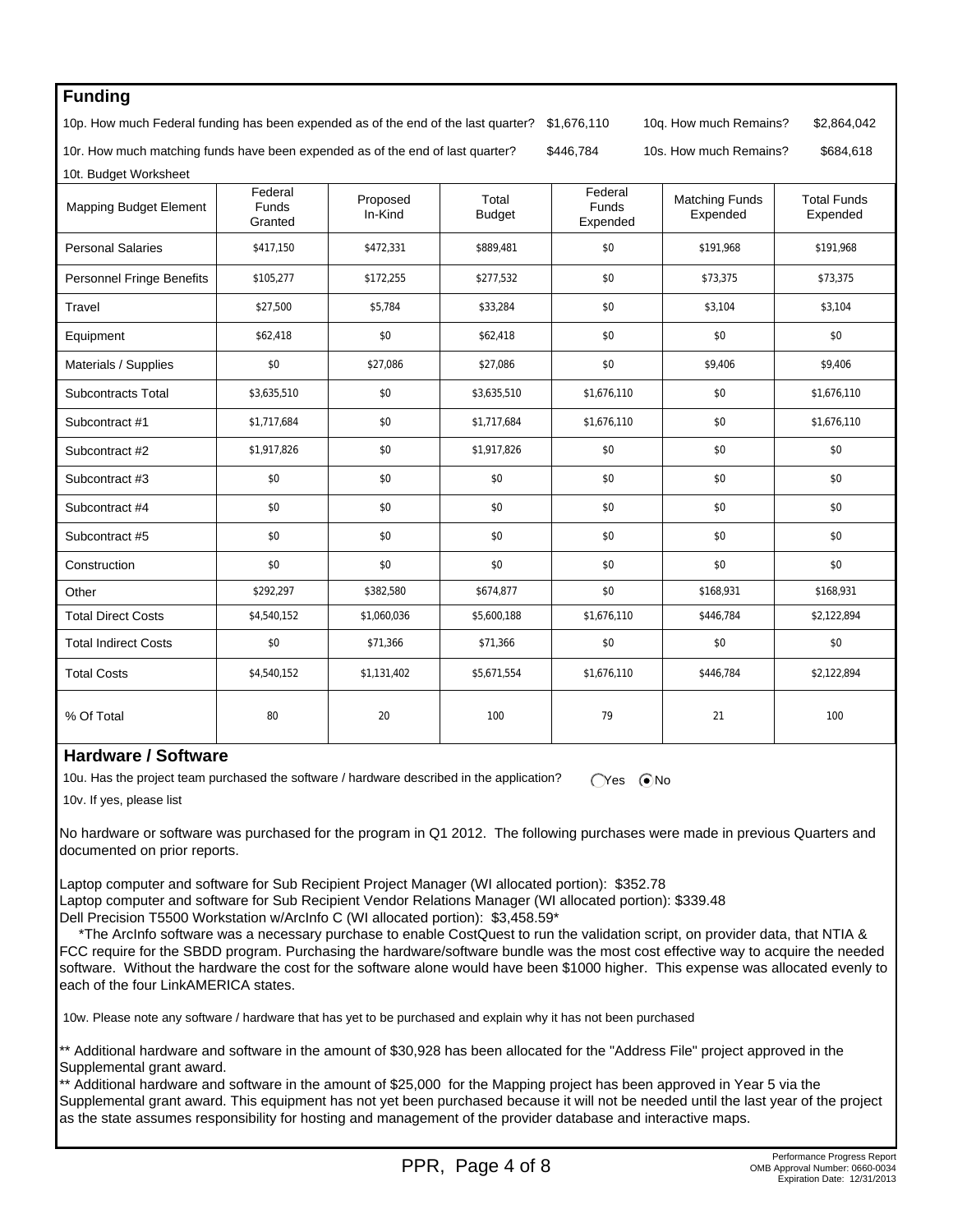## Funding

10p. How much Federal funding has been expended as of the end of the last quarter? $1,676,110 10q. How much Remains? $2,864,042

10r. How much matching funds have been expended as of the end of last quarter? $446,784 10s. How much Remains? $684,618

10t. Budget Worksheet

| Mapping Budget Element | Federal Funds Granted | Proposed In-Kind | Total Budget | Federal Funds Expended | Matching Funds Expended | Total Funds Expended |
|---|---|---|---|---|---|---|
| Personal Salaries | $417,150 | $472,331 | $889,481 | $0 | $191,968 | $191,968 |
| Personnel Fringe Benefits | $105,277 | $172,255 | $277,532 | $0 | $73,375 | $73,375 |
| Travel | $27,500 | $5,784 | $33,284 | $0 | $3,104 | $3,104 |
| Equipment | $62,418 | $0 | $62,418 | $0 | $0 | $0 |
| Materials / Supplies | $0 | $27,086 | $27,086 | $0 | $9,406 | $9,406 |
| Subcontracts Total | $3,635,510 | $0 | $3,635,510 | $1,676,110 | $0 | $1,676,110 |
| Subcontract #1 | $1,717,684 | $0 | $1,717,684 | $1,676,110 | $0 | $1,676,110 |
| Subcontract #2 | $1,917,826 | $0 | $1,917,826 | $0 | $0 | $0 |
| Subcontract #3 | $0 | $0 | $0 | $0 | $0 | $0 |
| Subcontract #4 | $0 | $0 | $0 | $0 | $0 | $0 |
| Subcontract #5 | $0 | $0 | $0 | $0 | $0 | $0 |
| Construction | $0 | $0 | $0 | $0 | $0 | $0 |
| Other | $292,297 | $382,580 | $674,877 | $0 | $168,931 | $168,931 |
| Total Direct Costs | $4,540,152 | $1,060,036 | $5,600,188 | $1,676,110 | $446,784 | $2,122,894 |
| Total Indirect Costs | $0 | $71,366 | $71,366 | $0 | $0 | $0 |
| Total Costs | $4,540,152 | $1,131,402 | $5,671,554 | $1,676,110 | $446,784 | $2,122,894 |
| % Of Total | 80 | 20 | 100 | 79 | 21 | 100 |

## Hardware / Software

10u. Has the project team purchased the software / hardware described in the application? ◯ Yes ◉ No

10v. If yes, please list

No hardware or software was purchased for the program in Q1 2012. The following purchases were made in previous Quarters and documented on prior reports.

Laptop computer and software for Sub Recipient Project Manager (WI allocated portion): $352.78
Laptop computer and software for Sub Recipient Vendor Relations Manager (WI allocated portion): $339.48
Dell Precision T5500 Workstation w/ArcInfo C (WI allocated portion): $3,458.59*

*The ArcInfo software was a necessary purchase to enable CostQuest to run the validation script, on provider data, that NTIA & FCC require for the SBDD program. Purchasing the hardware/software bundle was the most cost effective way to acquire the needed software. Without the hardware the cost for the software alone would have been $1000 higher. This expense was allocated evenly to each of the four LinkAMERICA states.

10w. Please note any software / hardware that has yet to be purchased and explain why it has not been purchased

** Additional hardware and software in the amount of $30,928 has been allocated for the "Address File" project approved in the Supplemental grant award.
** Additional hardware and software in the amount of $25,000 for the Mapping project has been approved in Year 5 via the Supplemental grant award. This equipment has not yet been purchased because it will not be needed until the last year of the project as the state assumes responsibility for hosting and management of the provider database and interactive maps.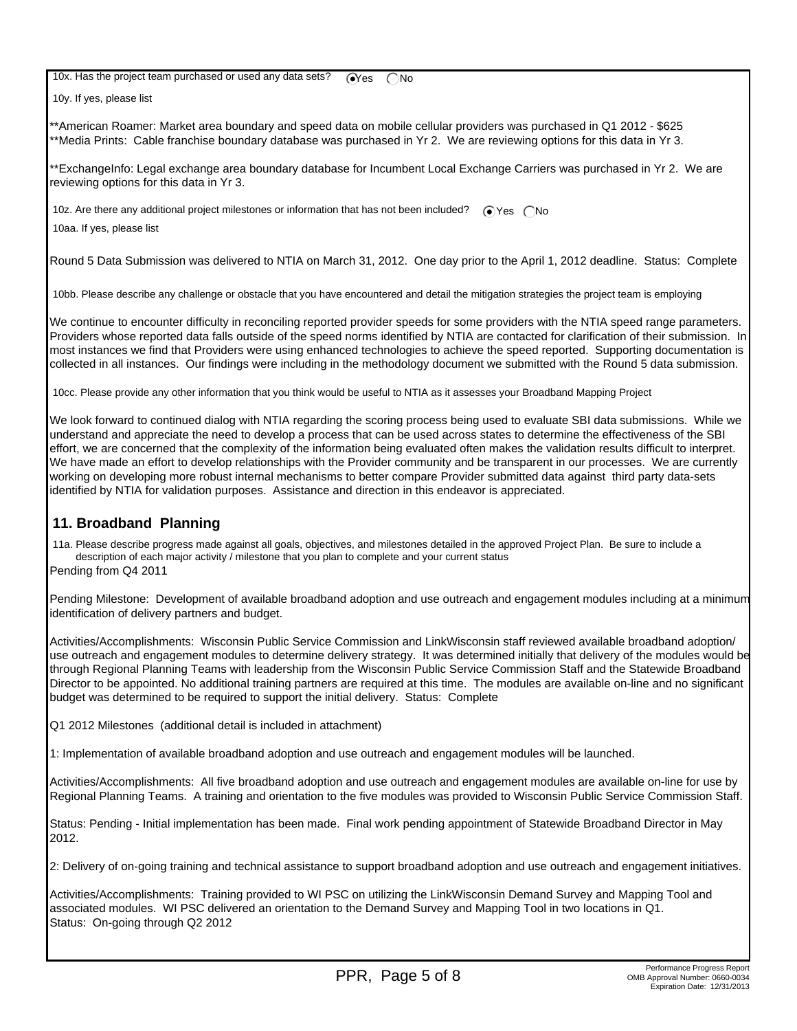10x. Has the project team purchased or used any data sets? (•) Yes ( ) No

10y. If yes, please list

**American Roamer: Market area boundary and speed data on mobile cellular providers was purchased in Q1 2012 - $625
**Media Prints: Cable franchise boundary database was purchased in Yr 2. We are reviewing options for this data in Yr 3.

**ExchangeInfo: Legal exchange area boundary database for Incumbent Local Exchange Carriers was purchased in Yr 2. We are reviewing options for this data in Yr 3.

10z. Are there any additional project milestones or information that has not been included? (•) Yes ( ) No

10aa. If yes, please list

Round 5 Data Submission was delivered to NTIA on March 31, 2012. One day prior to the April 1, 2012 deadline. Status: Complete

10bb. Please describe any challenge or obstacle that you have encountered and detail the mitigation strategies the project team is employing

We continue to encounter difficulty in reconciling reported provider speeds for some providers with the NTIA speed range parameters. Providers whose reported data falls outside of the speed norms identified by NTIA are contacted for clarification of their submission. In most instances we find that Providers were using enhanced technologies to achieve the speed reported. Supporting documentation is collected in all instances. Our findings were including in the methodology document we submitted with the Round 5 data submission.

10cc. Please provide any other information that you think would be useful to NTIA as it assesses your Broadband Mapping Project

We look forward to continued dialog with NTIA regarding the scoring process being used to evaluate SBI data submissions. While we understand and appreciate the need to develop a process that can be used across states to determine the effectiveness of the SBI effort, we are concerned that the complexity of the information being evaluated often makes the validation results difficult to interpret. We have made an effort to develop relationships with the Provider community and be transparent in our processes. We are currently working on developing more robust internal mechanisms to better compare Provider submitted data against third party data-sets identified by NTIA for validation purposes. Assistance and direction in this endeavor is appreciated.

## 11. Broadband Planning

11a. Please describe progress made against all goals, objectives, and milestones detailed in the approved Project Plan. Be sure to include a description of each major activity / milestone that you plan to complete and your current status

Pending from Q4 2011

Pending Milestone: Development of available broadband adoption and use outreach and engagement modules including at a minimum identification of delivery partners and budget.

Activities/Accomplishments: Wisconsin Public Service Commission and LinkWisconsin staff reviewed available broadband adoption/ use outreach and engagement modules to determine delivery strategy. It was determined initially that delivery of the modules would be through Regional Planning Teams with leadership from the Wisconsin Public Service Commission Staff and the Statewide Broadband Director to be appointed. No additional training partners are required at this time. The modules are available on-line and no significant budget was determined to be required to support the initial delivery. Status: Complete

Q1 2012 Milestones (additional detail is included in attachment)

1: Implementation of available broadband adoption and use outreach and engagement modules will be launched.

Activities/Accomplishments: All five broadband adoption and use outreach and engagement modules are available on-line for use by Regional Planning Teams. A training and orientation to the five modules was provided to Wisconsin Public Service Commission Staff.

Status: Pending - Initial implementation has been made. Final work pending appointment of Statewide Broadband Director in May 2012.

2: Delivery of on-going training and technical assistance to support broadband adoption and use outreach and engagement initiatives.

Activities/Accomplishments: Training provided to WI PSC on utilizing the LinkWisconsin Demand Survey and Mapping Tool and associated modules. WI PSC delivered an orientation to the Demand Survey and Mapping Tool in two locations in Q1.
Status: On-going through Q2 2012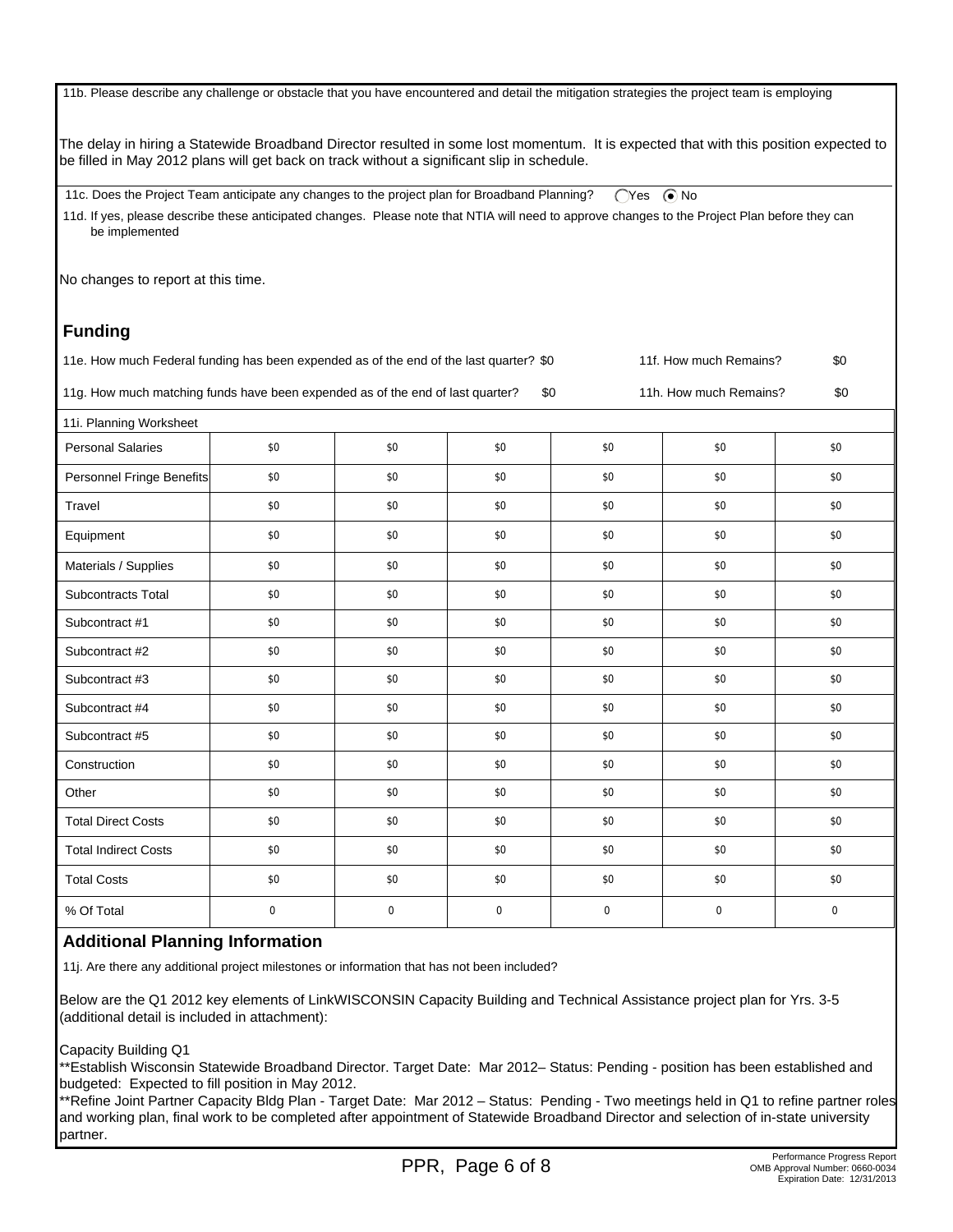11b. Please describe any challenge or obstacle that you have encountered and detail the mitigation strategies the project team is employing

The delay in hiring a Statewide Broadband Director resulted in some lost momentum. It is expected that with this position expected to be filled in May 2012 plans will get back on track without a significant slip in schedule.

11c. Does the Project Team anticipate any changes to the project plan for Broadband Planning? ○ Yes ◉ No

11d. If yes, please describe these anticipated changes. Please note that NTIA will need to approve changes to the Project Plan before they can be implemented

No changes to report at this time.

## Funding

11e. How much Federal funding has been expended as of the end of the last quarter? $0 11f. How much Remains? $0

11g. How much matching funds have been expended as of the end of last quarter? $0 11h. How much Remains? $0

11i. Planning Worksheet

| | | | | | | |
|---|---|---|---|---|---|---|
| Personal Salaries | $0 | $0 | $0 | $0 | $0 | $0 |
| Personnel Fringe Benefits | $0 | $0 | $0 | $0 | $0 | $0 |
| Travel | $0 | $0 | $0 | $0 | $0 | $0 |
| Equipment | $0 | $0 | $0 | $0 | $0 | $0 |
| Materials / Supplies | $0 | $0 | $0 | $0 | $0 | $0 |
| Subcontracts Total | $0 | $0 | $0 | $0 | $0 | $0 |
| Subcontract #1 | $0 | $0 | $0 | $0 | $0 | $0 |
| Subcontract #2 | $0 | $0 | $0 | $0 | $0 | $0 |
| Subcontract #3 | $0 | $0 | $0 | $0 | $0 | $0 |
| Subcontract #4 | $0 | $0 | $0 | $0 | $0 | $0 |
| Subcontract #5 | $0 | $0 | $0 | $0 | $0 | $0 |
| Construction | $0 | $0 | $0 | $0 | $0 | $0 |
| Other | $0 | $0 | $0 | $0 | $0 | $0 |
| Total Direct Costs | $0 | $0 | $0 | $0 | $0 | $0 |
| Total Indirect Costs | $0 | $0 | $0 | $0 | $0 | $0 |
| Total Costs | $0 | $0 | $0 | $0 | $0 | $0 |
| % Of Total | 0 | 0 | 0 | 0 | 0 | 0 |

## Additional Planning Information

11j. Are there any additional project milestones or information that has not been included?

Below are the Q1 2012 key elements of LinkWISCONSIN Capacity Building and Technical Assistance project plan for Yrs. 3-5 (additional detail is included in attachment):

Capacity Building Q1
**Establish Wisconsin Statewide Broadband Director. Target Date: Mar 2012– Status: Pending - position has been established and budgeted: Expected to fill position in May 2012.
**Refine Joint Partner Capacity Bldg Plan - Target Date: Mar 2012 – Status: Pending - Two meetings held in Q1 to refine partner roles and working plan, final work to be completed after appointment of Statewide Broadband Director and selection of in-state university partner.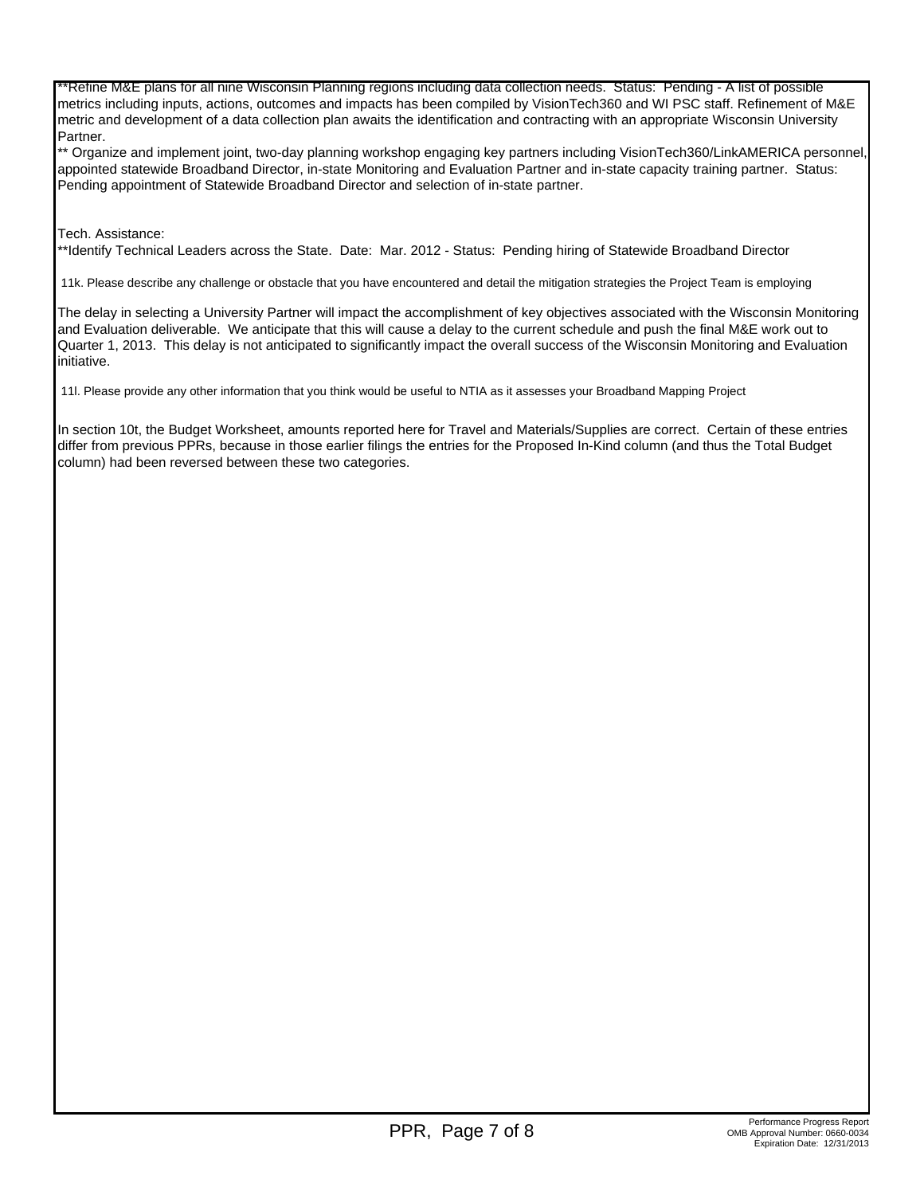**Refine M&E plans for all nine Wisconsin Planning regions including data collection needs.  Status:  Pending - A list of possible metrics including inputs, actions, outcomes and impacts has been compiled by VisionTech360 and WI PSC staff. Refinement of M&E metric and development of a data collection plan awaits the identification and contracting with an appropriate Wisconsin University Partner.

** Organize and implement joint, two-day planning workshop engaging key partners including VisionTech360/LinkAMERICA personnel, appointed statewide Broadband Director, in-state Monitoring and Evaluation Partner and in-state capacity training partner.  Status: Pending appointment of Statewide Broadband Director and selection of in-state partner.

Tech. Assistance:

**Identify Technical Leaders across the State.  Date:  Mar. 2012 - Status:  Pending hiring of Statewide Broadband Director

11k. Please describe any challenge or obstacle that you have encountered and detail the mitigation strategies the Project Team is employing

The delay in selecting a University Partner will impact the accomplishment of key objectives associated with the Wisconsin Monitoring and Evaluation deliverable.  We anticipate that this will cause a delay to the current schedule and push the final M&E work out to Quarter 1, 2013.  This delay is not anticipated to significantly impact the overall success of the Wisconsin Monitoring and Evaluation initiative.

11l. Please provide any other information that you think would be useful to NTIA as it assesses your Broadband Mapping Project

In section 10t, the Budget Worksheet, amounts reported here for Travel and Materials/Supplies are correct.  Certain of these entries differ from previous PPRs, because in those earlier filings the entries for the Proposed In-Kind column (and thus the Total Budget column) had been reversed between these two categories.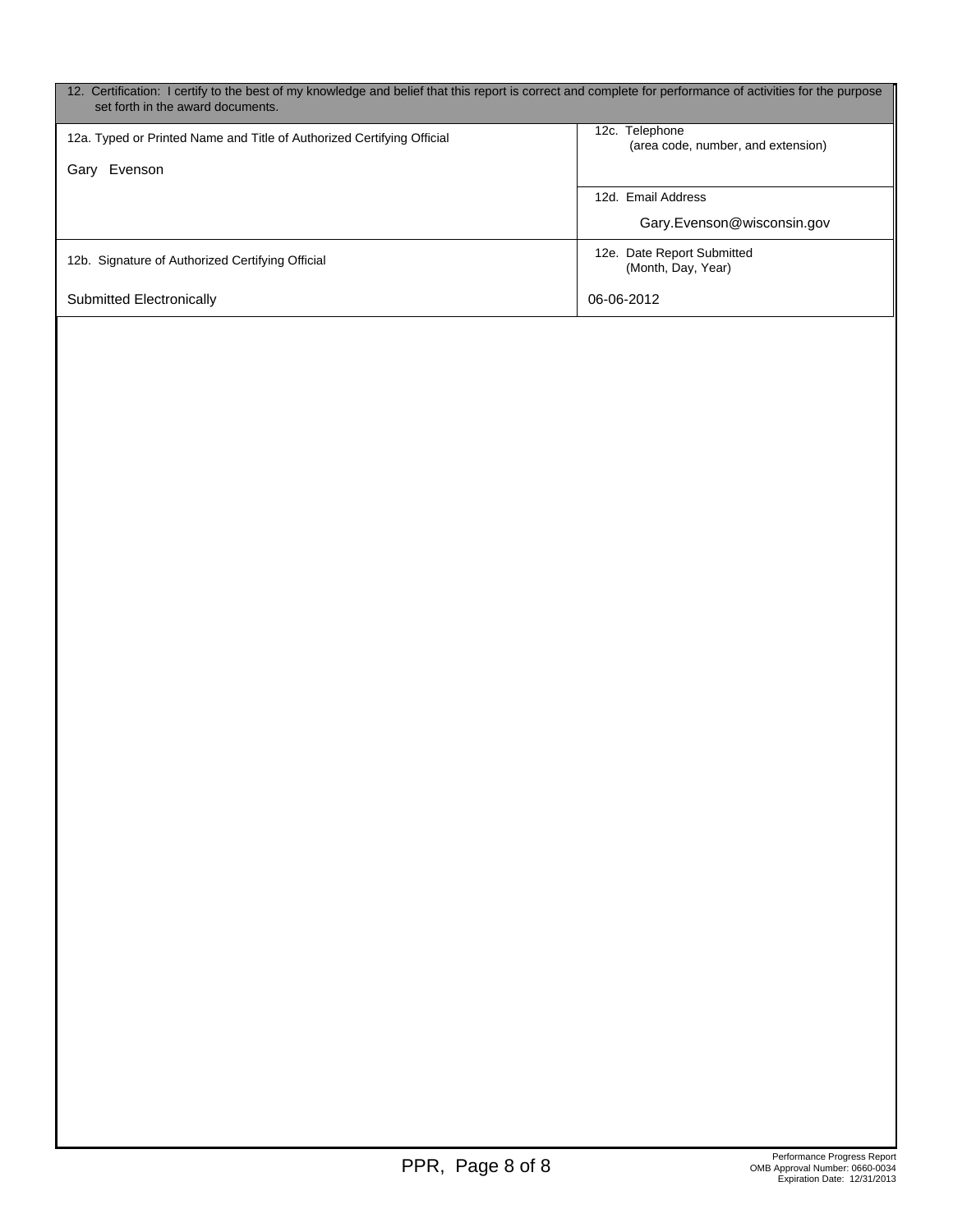**12. Certification: I certify to the best of my knowledge and belief that this report is correct and complete for performance of activities for the purpose set forth in the award documents.**

| | |
|---|---|
| 12a. Typed or Printed Name and Title of Authorized Certifying Official<br><br>Gary Evenson | 12c. Telephone (area code, number, and extension) |
| | 12d. Email Address<br><br>Gary.Evenson@wisconsin.gov |
| 12b. Signature of Authorized Certifying Official<br><br>Submitted Electronically | 12e. Date Report Submitted (Month, Day, Year)<br><br>06-06-2012 |

Performance Progress Report
OMB Approval Number: 0660-0034
Expiration Date: 12/31/2013